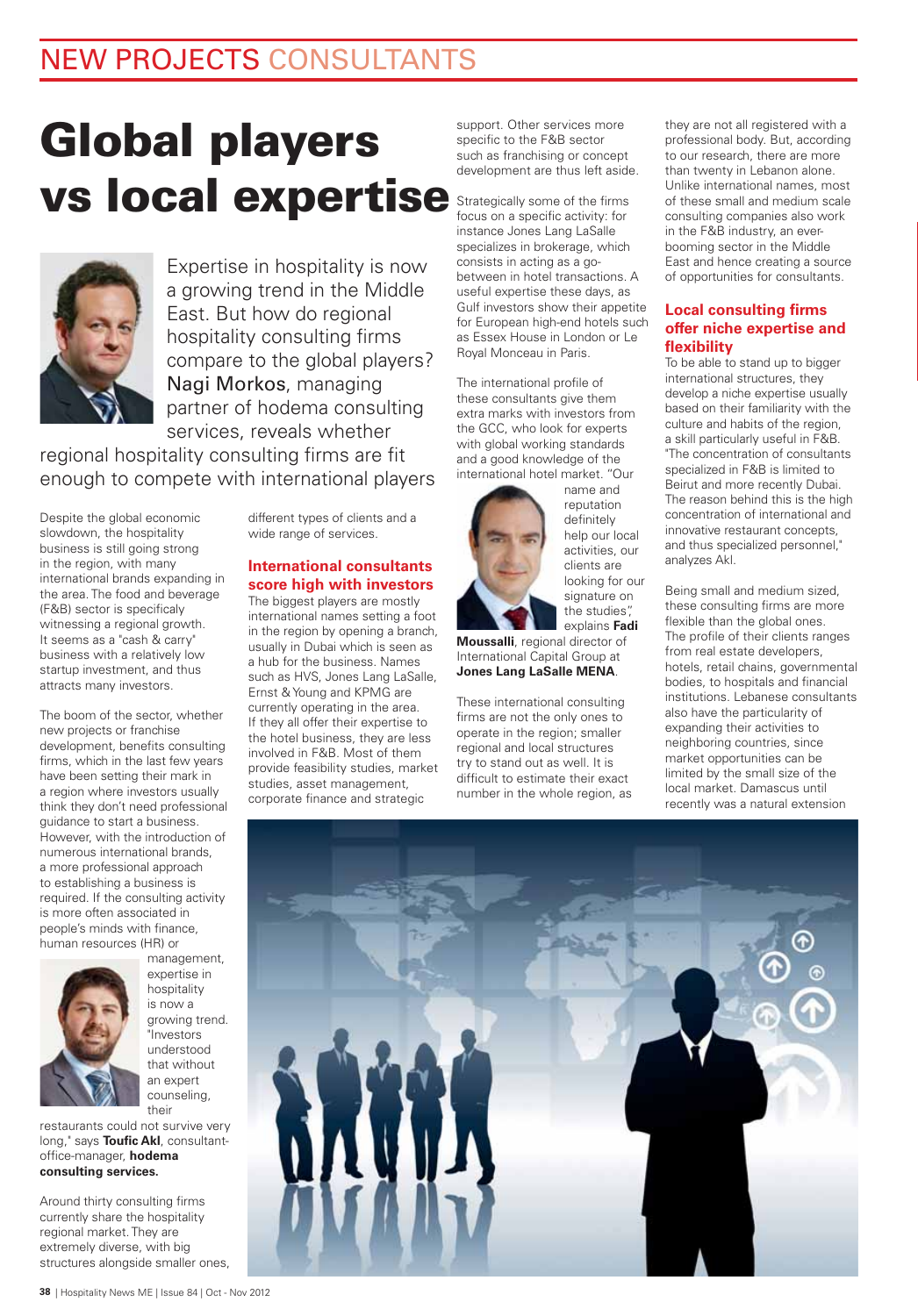# Global players vs local expertise

Expertise in hospitality is now a growing trend in the Middle East. But how do regional hospitality consulting firms compare to the global players? **Nagi Morkos**, managing partner of hodema consulting services, reveals whether regional hospitality consulting firms are fit enough to compete with international players

Despite the global economic slowdown, the hospitality business is still going strong in the region, with many international brands expanding in the area. The food and beverage (F&B) sector is specificaly witnessing a regional growth. It seems as a "cash & carry" business with a relatively low startup investment, and thus attracts many investors.

The boom of the sector, whether new projects or franchise development, benefits consulting firms, which in the last few years have been setting their mark in a region where investors usually think they don't need professional guidance to start a business. However, with the introduction of numerous international brands, a more professional approach to establishing a business is required. If the consulting activity is more often associated in people's minds with finance, human resources (HR) or management, expertise in hospitality is now a growing trend. "Investors understood that without an expert counseling, their restaurants could not survive very long," says **Toufic Akl**, consultant-office-manager, **hodema consulting services.**

Around thirty consulting firms currently share the hospitality regional market. They are extremely diverse, with big structures alongside smaller ones, different types of clients and a wide range of services.

### International consultants score high with investors

The biggest players are mostly international names setting a foot in the region by opening a branch, usually in Dubai which is seen as a hub for the business. Names such as HVS, Jones Lang LaSalle, Ernst & Young and KPMG are currently operating in the area. If they all offer their expertise to the hotel business, they are less involved in F&B. Most of them provide feasibility studies, market studies, asset management, corporate finance and strategic support. Other services more specific to the F&B sector such as franchising or concept development are thus left aside.

Strategically some of the firms focus on a specific activity: for instance Jones Lang LaSalle specializes in brokerage, which consists in acting as a go-between in hotel transactions. A useful expertise these days, as Gulf investors show their appetite for European high-end hotels such as Essex House in London or Le Royal Monceau in Paris.

The international profile of these consultants give them extra marks with investors from the GCC, who look for experts with global working standards and a good knowledge of the international hotel market. "Our name and reputation definitely help our local activities, our clients are looking for our signature on the studies", explains **Fadi Moussalli**, regional director of International Capital Group at **Jones Lang LaSalle MENA**.

These international consulting firms are not the only ones to operate in the region; smaller regional and local structures try to stand out as well. It is difficult to estimate their exact number in the whole region, as they are not all registered with a professional body. But, according to our research, there are more than twenty in Lebanon alone. Unlike international names, most of these small and medium scale consulting companies also work in the F&B industry, an ever-booming sector in the Middle East and hence creating a source of opportunities for consultants.

### Local consulting firms offer niche expertise and flexibility

To be able to stand up to bigger international structures, they develop a niche expertise usually based on their familiarity with the culture and habits of the region, a skill particularly useful in F&B. "The concentration of consultants specialized in F&B is limited to Beirut and more recently Dubai. The reason behind this is the high concentration of international and innovative restaurant concepts, and thus specialized personnel," analyzes Akl.

Being small and medium sized, these consulting firms are more flexible than the global ones. The profile of their clients ranges from real estate developers, hotels, retail chains, governmental bodies, to hospitals and financial institutions. Lebanese consultants also have the particularity of expanding their activities to neighboring countries, since market opportunities can be limited by the small size of the local market. Damascus until recently was a natural extension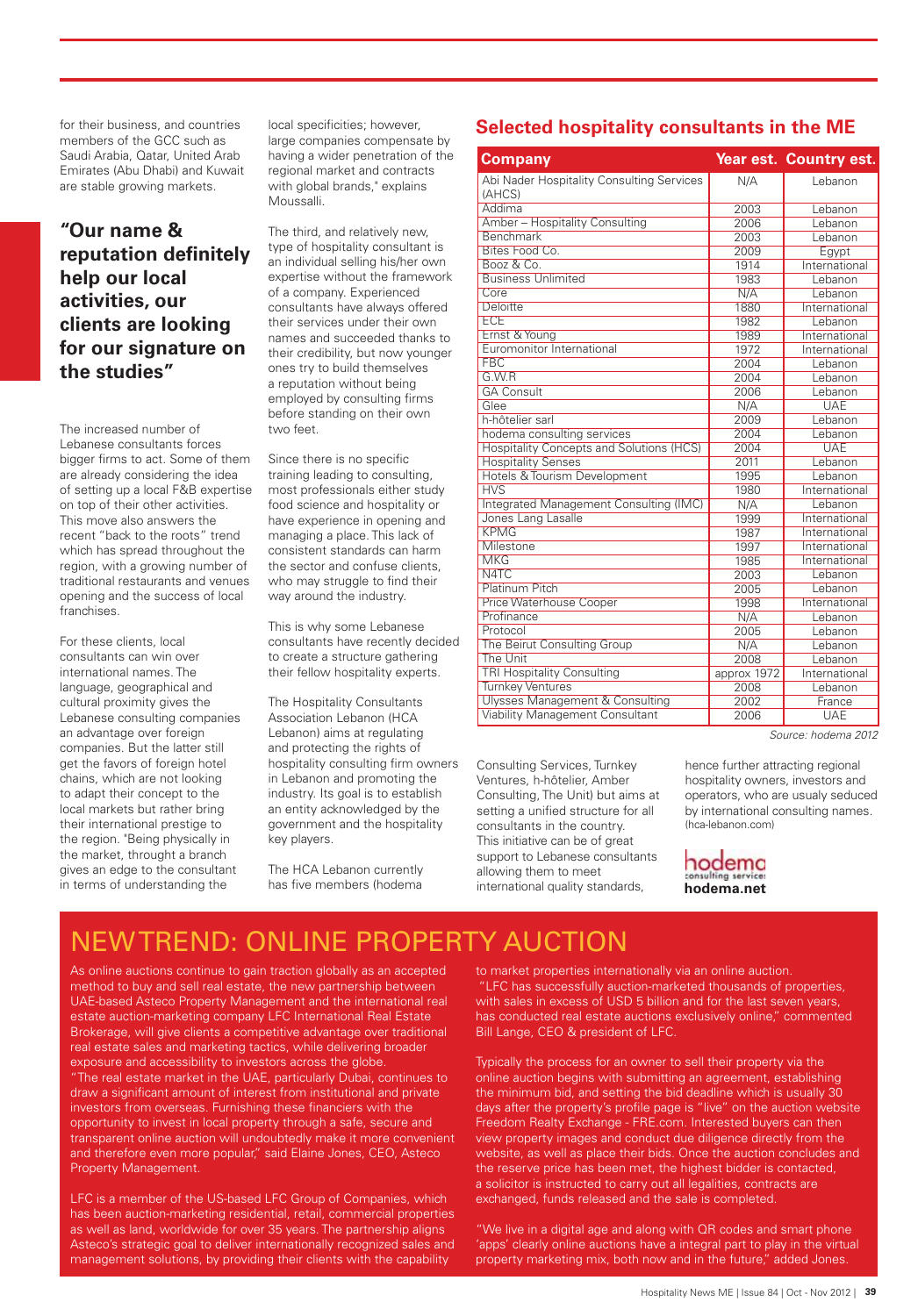for their business, and countries members of the GCC such as Saudi Arabia, Qatar, United Arab Emirates (Abu Dhabi) and Kuwait are stable growing markets.

**"Our name & reputation definitely help our local activities, our clients are looking for our signature on the studies"**

The increased number of Lebanese consultants forces bigger firms to act. Some of them are already considering the idea of setting up a local F&B expertise on top of their other activities. This move also answers the recent "back to the roots" trend which has spread throughout the region, with a growing number of traditional restaurants and venues opening and the success of local franchises.

For these clients, local consultants can win over international names. The language, geographical and cultural proximity gives the Lebanese consulting companies an advantage over foreign companies. But the latter still get the favors of foreign hotel chains, which are not looking to adapt their concept to the local markets but rather bring their international prestige to the region. "Being physically in the market, throught a branch gives an edge to the consultant in terms of understanding the local specificities; however, large companies compensate by having a wider penetration of the regional market and contracts with global brands," explains Moussalli.

The third, and relatively new, type of hospitality consultant is an individual selling his/her own expertise without the framework of a company. Experienced consultants have always offered their services under their own names and succeeded thanks to their credibility, but now younger ones try to build themselves a reputation without being employed by consulting firms before standing on their own two feet.

Since there is no specific training leading to consulting, most professionals either study food science and hospitality or have experience in opening and managing a place. This lack of consistent standards can harm the sector and confuse clients, who may struggle to find their way around the industry.

This is why some Lebanese consultants have recently decided to create a structure gathering their fellow hospitality experts.

The Hospitality Consultants Association Lebanon (HCA Lebanon) aims at regulating and protecting the rights of hospitality consulting firm owners in Lebanon and promoting the industry. Its goal is to establish an entity acknowledged by the government and the hospitality key players.

The HCA Lebanon currently has five members (hodema Consulting Services, Turnkey Ventures, h-hôtelier, Amber Consulting, The Unit) but aims at setting a unified structure for all consultants in the country. This initiative can be of great support to Lebanese consultants allowing them to meet international quality standards, hence further attracting regional hospitality owners, investors and operators, who are usualy seduced by international consulting names.
(hca-lebanon.com)

hodema consulting services
hodema.net

## Selected hospitality consultants in the ME

| Company | Year est. | Country est. |
|---|---|---|
| Abi Nader Hospitality Consulting Services (AHCS) | N/A | Lebanon |
| Addima | 2003 | Lebanon |
| Amber – Hospitality Consulting | 2006 | Lebanon |
| Benchmark | 2003 | Lebanon |
| Bites Food Co. | 2009 | Egypt |
| Booz & Co. | 1914 | International |
| Business Unlimited | 1983 | Lebanon |
| Core | N/A | Lebanon |
| Deloitte | 1880 | International |
| ECE | 1982 | Lebanon |
| Ernst & Young | 1989 | International |
| Euromonitor International | 1972 | International |
| FBC | 2004 | Lebanon |
| G.W.R | 2004 | Lebanon |
| GA Consult | 2006 | Lebanon |
| Glee | N/A | UAE |
| h-hôtelier sarl | 2009 | Lebanon |
| hodema consulting services | 2004 | Lebanon |
| Hospitality Concepts and Solutions (HCS) | 2004 | UAE |
| Hospitality Senses | 2011 | Lebanon |
| Hotels & Tourism Development | 1995 | Lebanon |
| HVS | 1980 | International |
| Integrated Management Consulting (IMC) | N/A | Lebanon |
| Jones Lang Lasalle | 1999 | International |
| KPMG | 1987 | International |
| Milestone | 1997 | International |
| MKG | 1985 | International |
| N4TC | 2003 | Lebanon |
| Platinum Pitch | 2005 | Lebanon |
| Price Waterhouse Cooper | 1998 | International |
| Profinance | N/A | Lebanon |
| Protocol | 2005 | Lebanon |
| The Beirut Consulting Group | N/A | Lebanon |
| The Unit | 2008 | Lebanon |
| TRI Hospitality Consulting | approx 1972 | International |
| Turnkey Ventures | 2008 | Lebanon |
| Ulysses Management & Consulting | 2002 | France |
| Viability Management Consultant | 2006 | UAE |

Source: hodema 2012

# NEWTREND: ONLINE PROPERTY AUCTION

As online auctions continue to gain traction globally as an accepted method to buy and sell real estate, the new partnership between UAE-based Asteco Property Management and the international real estate auction-marketing company LFC International Real Estate Brokerage, will give clients a competitive advantage over traditional real estate sales and marketing tactics, while delivering broader exposure and accessibility to investors across the globe.

"The real estate market in the UAE, particularly Dubai, continues to draw a significant amount of interest from institutional and private investors from overseas. Furnishing these financiers with the opportunity to invest in local property through a safe, secure and transparent online auction will undoubtedly make it more convenient and therefore even more popular," said Elaine Jones, CEO, Asteco Property Management.

LFC is a member of the US-based LFC Group of Companies, which has been auction-marketing residential, retail, commercial properties as well as land, worldwide for over 35 years. The partnership aligns Asteco's strategic goal to deliver internationally recognized sales and management solutions, by providing their clients with the capability to market properties internationally via an online auction.

"LFC has successfully auction-marketed thousands of properties, with sales in excess of USD 5 billion and for the last seven years, has conducted real estate auctions exclusively online," commented Bill Lange, CEO & president of LFC.

Typically the process for an owner to sell their property via the online auction begins with submitting an agreement, establishing the minimum bid, and setting the bid deadline which is usually 30 days after the property's profile page is "live" on the auction website Freedom Realty Exchange - FRE.com. Interested buyers can then view property images and conduct due diligence directly from the website, as well as place their bids. Once the auction concludes and the reserve price has been met, the highest bidder is contacted, a solicitor is instructed to carry out all legalities, contracts are exchanged, funds released and the sale is completed.

"We live in a digital age and along with QR codes and smart phone 'apps' clearly online auctions have a integral part to play in the virtual property marketing mix, both now and in the future," added Jones.